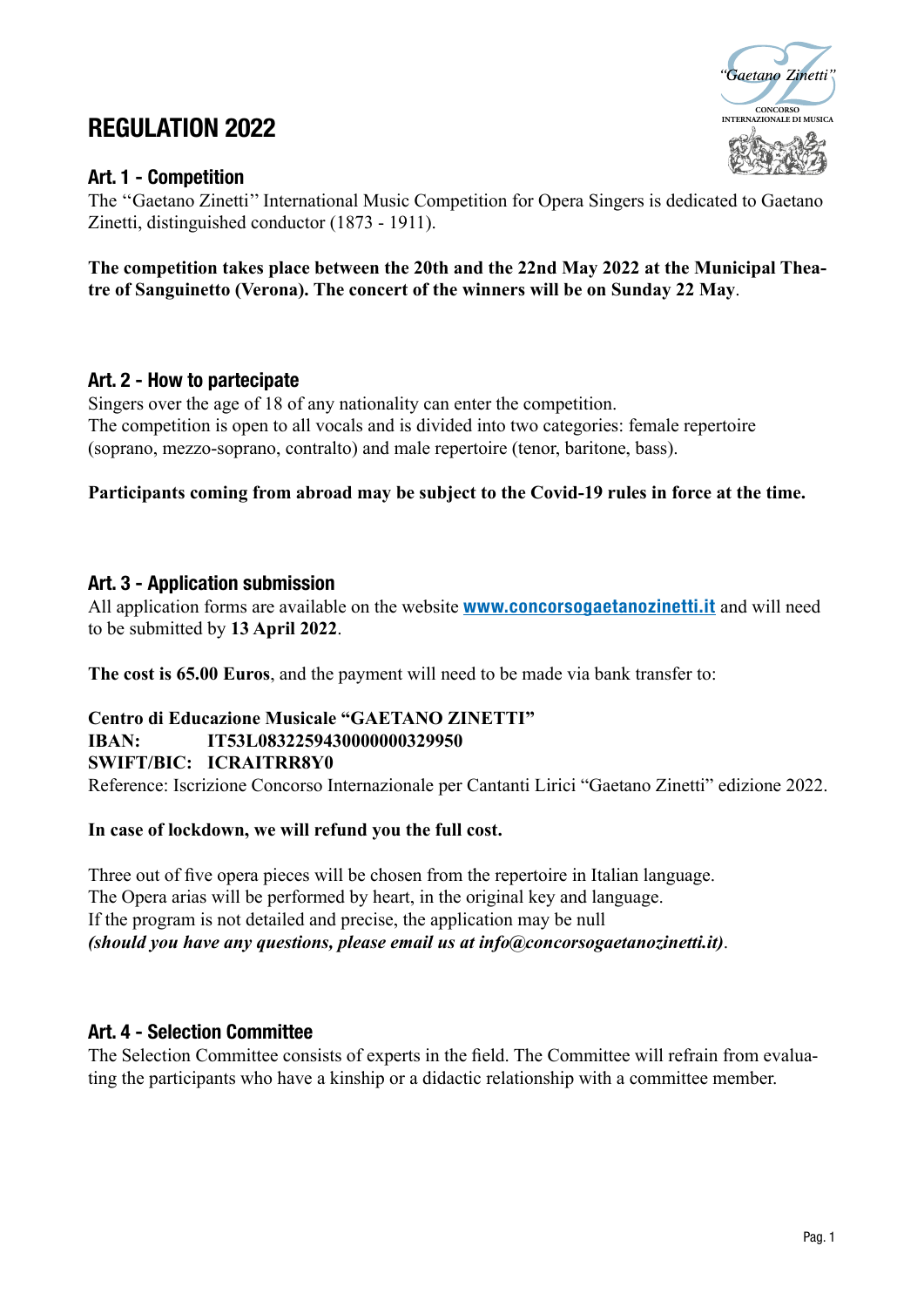# REGULATION 2022

## Art. 1 - Competition

The "Gaetano Zinetti" International Music Competition for Opera Singers is dedicated to Gaetano Zinetti, distinguished conductor (1873 - 1911).

**The competition takes place between the 20th and the 22nd May 2022 at the Municipal Theatre of Sanguinetto (Verona). The concert of the winners will be on Sunday 22 May**.

## Art. 2 - How to partecipate

Singers over the age of 18 of any nationality can enter the competition.
The competition is open to all vocals and is divided into two categories: female repertoire (soprano, mezzo-soprano, contralto) and male repertoire (tenor, baritone, bass).

**Participants coming from abroad may be subject to the Covid-19 rules in force at the time.**

## Art. 3 - Application submission

All application forms are available on the website **www.concorsogaetanozinetti.it** and will need to be submitted by **13 April 2022**.

**The cost is 65.00 Euros**, and the payment will need to be made via bank transfer to:

**Centro di Educazione Musicale "GAETANO ZINETTI"**
**IBAN: IT53L0832259430000000329950**
**SWIFT/BIC: ICRAITRR8Y0**
Reference: Iscrizione Concorso Internazionale per Cantanti Lirici "Gaetano Zinetti" edizione 2022.

**In case of lockdown, we will refund you the full cost.**

Three out of five opera pieces will be chosen from the repertoire in Italian language.
The Opera arias will be performed by heart, in the original key and language.
If the program is not detailed and precise, the application may be null
***(should you have any questions, please email us at info@concorsogaetanozinetti.it)***.

## Art. 4 - Selection Committee

The Selection Committee consists of experts in the field. The Committee will refrain from evaluating the participants who have a kinship or a didactic relationship with a committee member.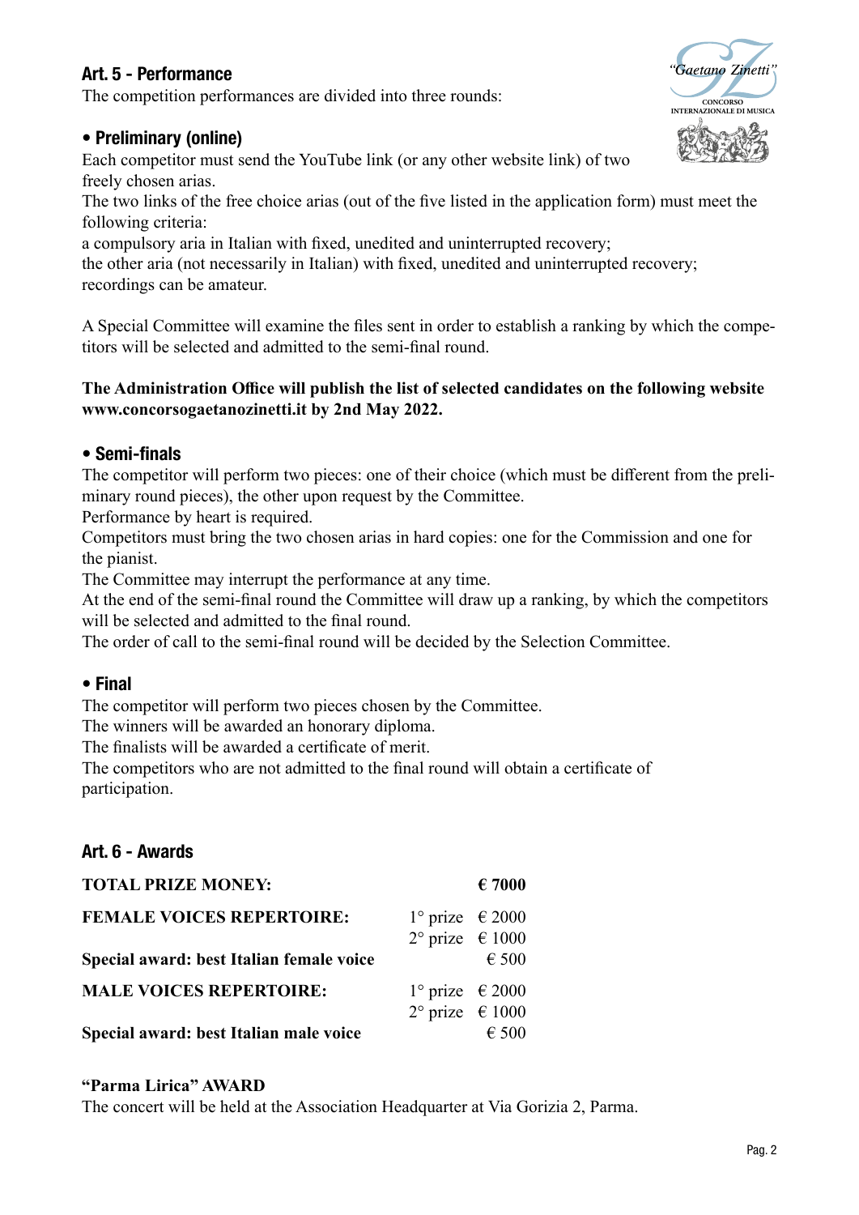## Art. 5 - Performance

The competition performances are divided into three rounds:

### • Preliminary (online)

Each competitor must send the YouTube link (or any other website link) of two freely chosen arias.

The two links of the free choice arias (out of the five listed in the application form) must meet the following criteria:

a compulsory aria in Italian with fixed, unedited and uninterrupted recovery;

the other aria (not necessarily in Italian) with fixed, unedited and uninterrupted recovery;

recordings can be amateur.

A Special Committee will examine the files sent in order to establish a ranking by which the competitors will be selected and admitted to the semi-final round.

**The Administration Office will publish the list of selected candidates on the following website www.concorsogaetanozinetti.it by 2nd May 2022.**

### • Semi-finals

The competitor will perform two pieces: one of their choice (which must be different from the preliminary round pieces), the other upon request by the Committee.

Performance by heart is required.

Competitors must bring the two chosen arias in hard copies: one for the Commission and one for the pianist.

The Committee may interrupt the performance at any time.

At the end of the semi-final round the Committee will draw up a ranking, by which the competitors will be selected and admitted to the final round.

The order of call to the semi-final round will be decided by the Selection Committee.

### • Final

The competitor will perform two pieces chosen by the Committee.

The winners will be awarded an honorary diploma.

The finalists will be awarded a certificate of merit.

The competitors who are not admitted to the final round will obtain a certificate of participation.

## Art. 6 - Awards

| | | |
|---|---|---|
| **TOTAL PRIZE MONEY:** | | **€ 7000** |
| **FEMALE VOICES REPERTOIRE:** | 1° prize | € 2000 |
| | 2° prize | € 1000 |
| **Special award: best Italian female voice** | | € 500 |
| **MALE VOICES REPERTOIRE:** | 1° prize | € 2000 |
| | 2° prize | € 1000 |
| **Special award: best Italian male voice** | | € 500 |

**"Parma Lirica" AWARD**

The concert will be held at the Association Headquarter at Via Gorizia 2, Parma.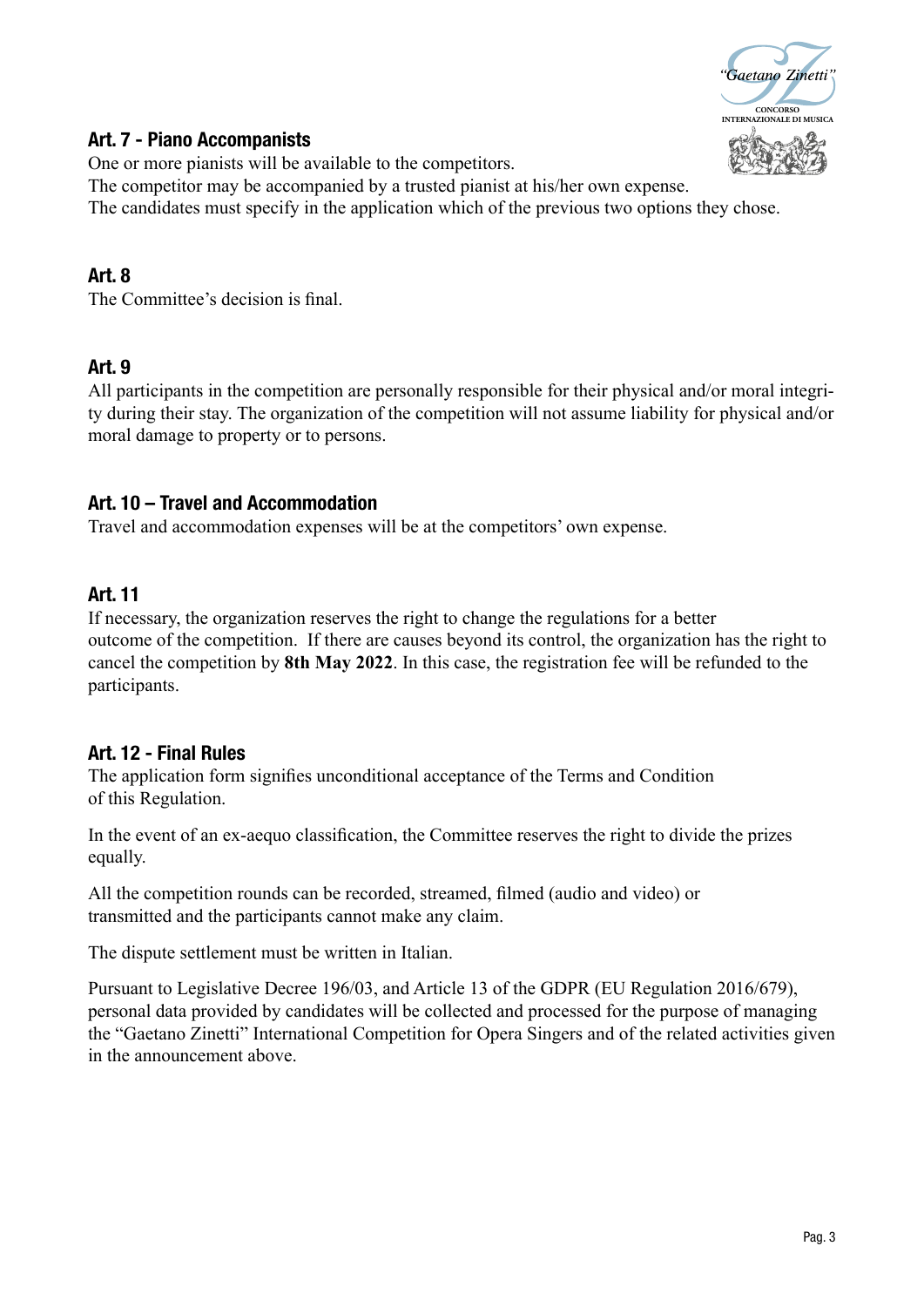## Art. 7 - Piano Accompanists

One or more pianists will be available to the competitors.
The competitor may be accompanied by a trusted pianist at his/her own expense.
The candidates must specify in the application which of the previous two options they chose.

## Art. 8

The Committee's decision is final.

## Art. 9

All participants in the competition are personally responsible for their physical and/or moral integrity during their stay. The organization of the competition will not assume liability for physical and/or moral damage to property or to persons.

## Art. 10 – Travel and Accommodation

Travel and accommodation expenses will be at the competitors' own expense.

## Art. 11

If necessary, the organization reserves the right to change the regulations for a better outcome of the competition. If there are causes beyond its control, the organization has the right to cancel the competition by **8th May 2022**. In this case, the registration fee will be refunded to the participants.

## Art. 12 - Final Rules

The application form signifies unconditional acceptance of the Terms and Condition of this Regulation.

In the event of an ex-aequo classification, the Committee reserves the right to divide the prizes equally.

All the competition rounds can be recorded, streamed, filmed (audio and video) or transmitted and the participants cannot make any claim.

The dispute settlement must be written in Italian.

Pursuant to Legislative Decree 196/03, and Article 13 of the GDPR (EU Regulation 2016/679), personal data provided by candidates will be collected and processed for the purpose of managing the "Gaetano Zinetti" International Competition for Opera Singers and of the related activities given in the announcement above.